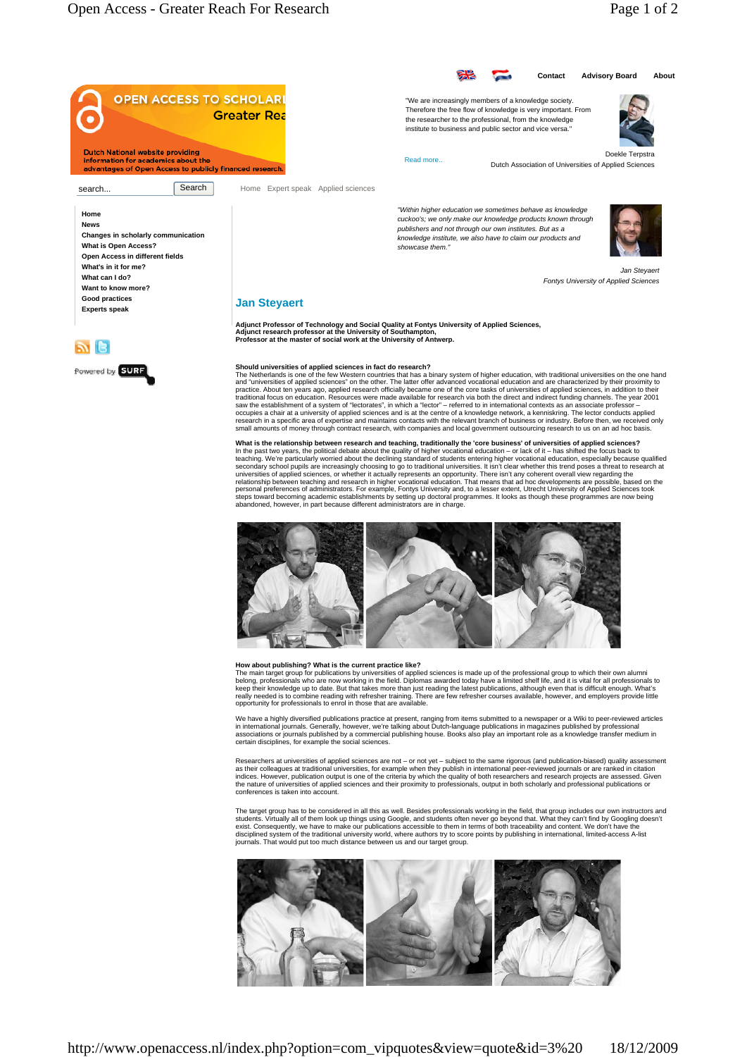Contact Advisory Board About

OPEN ACCESS TO SCHOLARI
Greater Rea

Dutch National website providing information for academics about the advantages of Open Access to publicly financed research.

"We are increasingly members of a knowledge society. Therefore the free flow of knowledge is very important. From the researcher to the professional, from the knowledge institute to business and public sector and vice versa."

Read more..

Doekle Terpstra
Dutch Association of Universities of Applied Sciences

search... Search

Home Expert speak Applied sciences

- Home
- News
- Changes in scholarly communication
- What is Open Access?
- Open Access in different fields
- What's in it for me?
- What can I do?
- Want to know more?
- Good practices
- Experts speak

Powered by SURF

*"Within higher education we sometimes behave as knowledge cuckoo's; we only make our knowledge products known through publishers and not through our own institutes. But as a knowledge institute, we also have to claim our products and showcase them."*

*Jan Steyaert*
*Fontys University of Applied Sciences*

## Jan Steyaert

**Adjunct Professor of Technology and Social Quality at Fontys University of Applied Sciences,**
**Adjunct research professor at the University of Southampton,**
**Professor at the master of social work at the University of Antwerp.**

**Should universities of applied sciences in fact do research?**
The Netherlands is one of the few Western countries that has a binary system of higher education, with traditional universities on the one hand and "universities of applied sciences" on the other. The latter offer advanced vocational education and are characterized by their proximity to practice. About ten years ago, applied research officially became one of the core tasks of universities of applied sciences, in addition to their traditional focus on education. Resources were made available for research via both the direct and indirect funding channels. The year 2001 saw the establishment of a system of "lectorates", in which a "lector" – referred to in international contexts as an associate professor – occupies a chair at a university of applied sciences and is at the centre of a knowledge network, a kenniskring. The lector conducts applied research in a specific area of expertise and maintains contacts with the relevant branch of business or industry. Before then, we received only small amounts of money through contract research, with companies and local government outsourcing research to us on an ad hoc basis.

**What is the relationship between research and teaching, traditionally the 'core business' of universities of applied sciences?**
In the past two years, the political debate about the quality of higher vocational education – or lack of it – has shifted the focus back to teaching. We're particularly worried about the declining standard of students entering higher vocational education, especially because qualified secondary school pupils are increasingly choosing to go to traditional universities. It isn't clear whether this trend poses a threat to research at universities of applied sciences, or whether it actually represents an opportunity. There isn't any coherent overall view regarding the relationship between teaching and research in higher vocational education. That means that ad hoc developments are possible, based on the personal preferences of administrators. For example, Fontys University and, to a lesser extent, Utrecht University of Applied Sciences took steps toward becoming academic establishments by setting up doctoral programmes. It looks as though these programmes are now being abandoned, however, in part because different administrators are in charge.

**How about publishing? What is the current practice like?**
The main target group for publications by universities of applied sciences is made up of the professional group to which their own alumni belong, professionals who are now working in the field. Diplomas awarded today have a limited shelf life, and it is vital for all professionals to keep their knowledge up to date. But that takes more than just reading the latest publications, although even that is difficult enough. What's really needed is to combine reading with refresher training. There are few refresher courses available, however, and employers provide little opportunity for professionals to enrol in those that are available.

We have a highly diversified publications practice at present, ranging from items submitted to a newspaper or a Wiki to peer-reviewed articles in international journals. Generally, however, we're talking about Dutch-language publications in magazines published by professional associations or journals published by a commercial publishing house. Books also play an important role as a knowledge transfer medium in certain disciplines, for example the social sciences.

Researchers at universities of applied sciences are not – or not yet – subject to the same rigorous (and publication-biased) quality assessment as their colleagues at traditional universities, for example when they publish in international peer-reviewed journals or are ranked in citation indices. However, publication output is one of the criteria by which the quality of both researchers and research projects are assessed. Given the nature of universities of applied sciences and their proximity to professionals, output in both scholarly and professional publications or conferences is taken into account.

The target group has to be considered in all this as well. Besides professionals working in the field, that group includes our own instructors and students. Virtually all of them look up things using Google, and students often never go beyond that. What they can't find by Googling doesn't exist. Consequently, we have to make our publications accessible to them in terms of both traceability and content. We don't have the disciplined system of the traditional university world, where authors try to score points by publishing in international, limited-access A-list journals. That would put too much distance between us and our target group.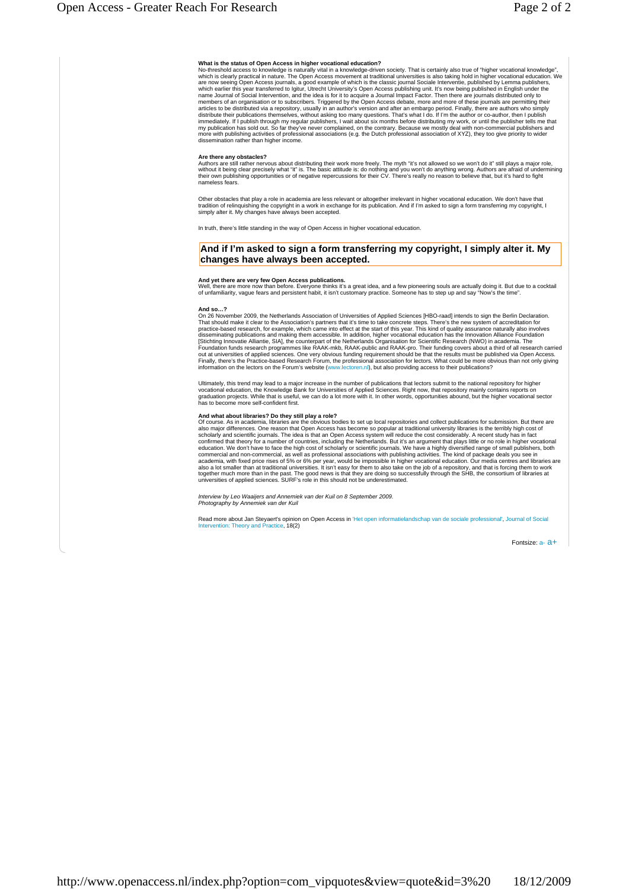**What is the status of Open Access in higher vocational education?**
No-threshold access to knowledge is naturally vital in a knowledge-driven society. That is certainly also true of "higher vocational knowledge", which is clearly practical in nature. The Open Access movement at traditional universities is also taking hold in higher vocational education. We are now seeing Open Access journals, a good example of which is the classic journal Sociale Interventie, published by Lemma publishers, which earlier this year transferred to Igitur, Utrecht University's Open Access publishing unit. It's now being published in English under the name Journal of Social Intervention, and the idea is for it to acquire a Journal Impact Factor. Then there are journals distributed only to members of an organisation or to subscribers. Triggered by the Open Access debate, more and more of these journals are permitting their articles to be distributed via a repository, usually in an author's version and after an embargo period. Finally, there are authors who simply distribute their publications themselves, without asking too many questions. That's what I do. If I'm the author or co-author, then I publish immediately. If I publish through my regular publishers, I wait about six months before distributing my work, or until the publisher tells me that my publication has sold out. So far they've never complained, on the contrary. Because we mostly deal with non-commercial publishers and more with publishing activities of professional associations (e.g. the Dutch professional association of XYZ), they too give priority to wider dissemination rather than higher income.

**Are there any obstacles?**
Authors are still rather nervous about distributing their work more freely. The myth "it's not allowed so we won't do it" still plays a major role, without it being clear precisely what "it" is. The basic attitude is: do nothing and you won't do anything wrong. Authors are afraid of undermining their own publishing opportunities or of negative repercussions for their CV. There's really no reason to believe that, but it's hard to fight nameless fears.

Other obstacles that play a role in academia are less relevant or altogether irrelevant in higher vocational education. We don't have that tradition of relinquishing the copyright in a work in exchange for its publication. And if I'm asked to sign a form transferring my copyright, I simply alter it. My changes have always been accepted.

In truth, there's little standing in the way of Open Access in higher vocational education.

**And if I'm asked to sign a form transferring my copyright, I simply alter it. My changes have always been accepted.**

**And yet there are very few Open Access publications.**
Well, there are more now than before. Everyone thinks it's a great idea, and a few pioneering souls are actually doing it. But due to a cocktail of unfamiliarity, vague fears and persistent habit, it isn't customary practice. Someone has to step up and say "Now's the time".

**And so…?**
On 26 November 2009, the Netherlands Association of Universities of Applied Sciences [HBO-raad] intends to sign the Berlin Declaration. That should make it clear to the Association's partners that it's time to take concrete steps. There's the new system of accreditation for practice-based research, for example, which came into effect at the start of this year. This kind of quality assurance naturally also involves disseminating publications and making them accessible. In addition, higher vocational education has the Innovation Alliance Foundation [Stichting Innovatie Alliantie, SIA], the counterpart of the Netherlands Organisation for Scientific Research (NWO) in academia. The Foundation funds research programmes like RAAK-mkb, RAAK-public and RAAK-pro. Their funding covers about a third of all research carried out at universities of applied sciences. One very obvious funding requirement should be that the results must be published via Open Access. Finally, there's the Practice-based Research Forum, the professional association for lectors. What could be more obvious than not only giving information on the lectors on the Forum's website (www.lectoren.nl), but also providing access to their publications?

Ultimately, this trend may lead to a major increase in the number of publications that lectors submit to the national repository for higher vocational education, the Knowledge Bank for Universities of Applied Sciences. Right now, that repository mainly contains reports on graduation projects. While that is useful, we can do a lot more with it. In other words, opportunities abound, but the higher vocational sector has to become more self-confident first.

**And what about libraries? Do they still play a role?**
Of course. As in academia, libraries are the obvious bodies to set up local repositories and collect publications for submission. But there are also major differences. One reason that Open Access has become so popular at traditional university libraries is the terribly high cost of scholarly and scientific journals. The idea is that an Open Access system will reduce the cost considerably. A recent study has in fact confirmed that theory for a number of countries, including the Netherlands. But it's an argument that plays little or no role in higher vocational education. We don't have to face the high cost of scholarly or scientific journals. We have a highly diversified range of small publishers, both commercial and non-commercial, as well as professional associations with publishing activities. The kind of package deals you see in academia, with fixed price rises of 5% or 6% per year, would be impossible in higher vocational education. Our media centres and libraries are also a lot smaller than at traditional universities. It isn't easy for them to also take on the job of a repository, and that is forcing them to work together much more than in the past. The good news is that they are doing so successfully through the SHB, the consortium of libraries at universities of applied sciences. SURF's role in this should not be underestimated.

*Interview by Leo Waaijers and Annemiek van der Kuil on 8 September 2009.*
*Photography by Annemiek van der Kuil*

Read more about Jan Steyaert's opinion on Open Access in 'Het open informatielandschap van de sociale professional', Journal of Social Intervention: Theory and Practice, 18(2)

Fontsize: a- a+